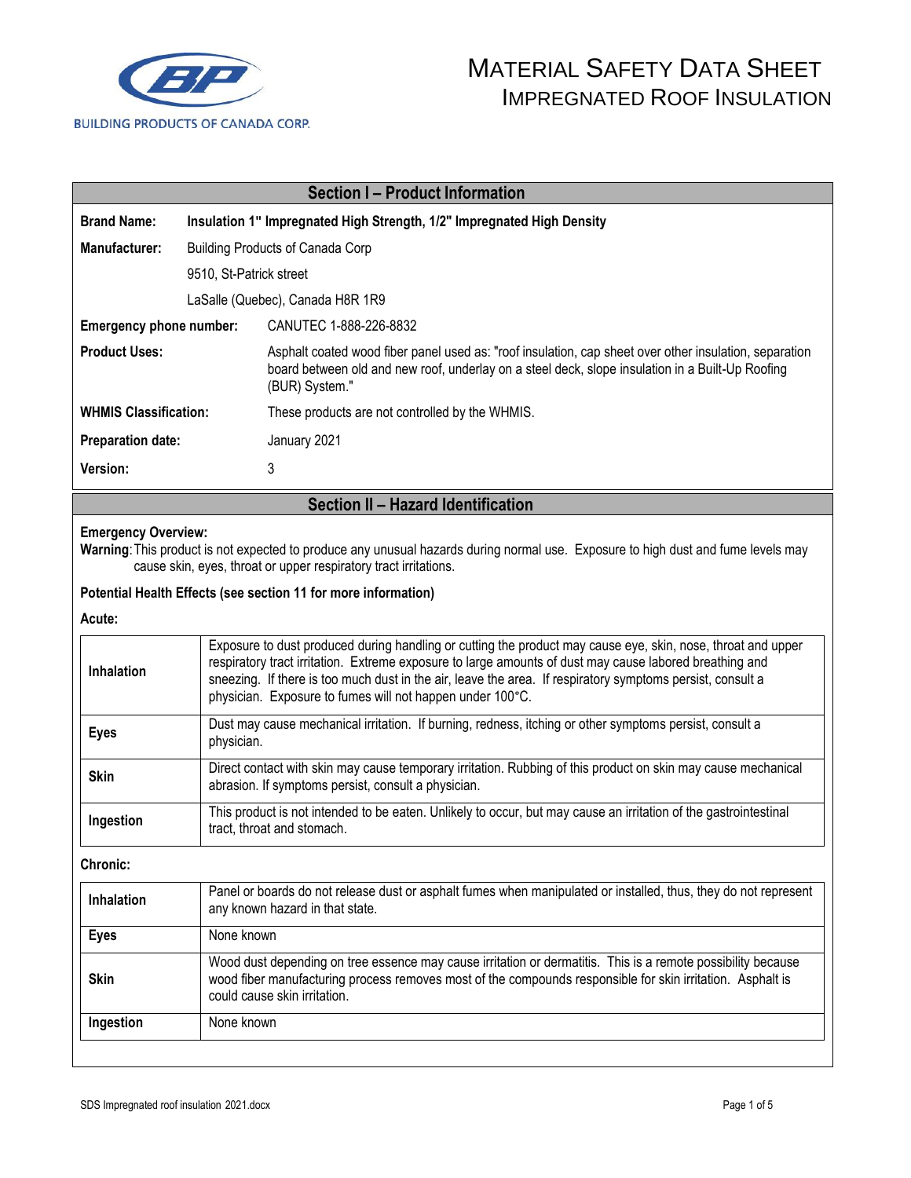BUILDING PRODUCTS OF CANADA CORP.

# MATERIAL SAFETY DATA SHEET
## IMPREGNATED ROOF INSULATION

## Section I – Product Information

| | |
|---|---|
| **Brand Name:** | **Insulation 1" Impregnated High Strength, 1/2" Impregnated High Density** |
| **Manufacturer:** | Building Products of Canada Corp<br>9510, St-Patrick street<br>LaSalle (Quebec), Canada H8R 1R9 |
| **Emergency phone number:** | CANUTEC 1-888-226-8832 |
| **Product Uses:** | Asphalt coated wood fiber panel used as: "roof insulation, cap sheet over other insulation, separation board between old and new roof, underlay on a steel deck, slope insulation in a Built-Up Roofing (BUR) System." |
| **WHMIS Classification:** | These products are not controlled by the WHMIS. |
| **Preparation date:** | January 2021 |
| **Version:** | 3 |

## Section II – Hazard Identification

**Emergency Overview:**

**Warning**: This product is not expected to produce any unusual hazards during normal use. Exposure to high dust and fume levels may cause skin, eyes, throat or upper respiratory tract irritations.

**Potential Health Effects (see section 11 for more information)**

**Acute:**

| | |
|---|---|
| **Inhalation** | Exposure to dust produced during handling or cutting the product may cause eye, skin, nose, throat and upper respiratory tract irritation. Extreme exposure to large amounts of dust may cause labored breathing and sneezing. If there is too much dust in the air, leave the area. If respiratory symptoms persist, consult a physician. Exposure to fumes will not happen under 100°C. |
| **Eyes** | Dust may cause mechanical irritation. If burning, redness, itching or other symptoms persist, consult a physician. |
| **Skin** | Direct contact with skin may cause temporary irritation. Rubbing of this product on skin may cause mechanical abrasion. If symptoms persist, consult a physician. |
| **Ingestion** | This product is not intended to be eaten. Unlikely to occur, but may cause an irritation of the gastrointestinal tract, throat and stomach. |

**Chronic:**

| | |
|---|---|
| **Inhalation** | Panel or boards do not release dust or asphalt fumes when manipulated or installed, thus, they do not represent any known hazard in that state. |
| **Eyes** | None known |
| **Skin** | Wood dust depending on tree essence may cause irritation or dermatitis. This is a remote possibility because wood fiber manufacturing process removes most of the compounds responsible for skin irritation. Asphalt is could cause skin irritation. |
| **Ingestion** | None known |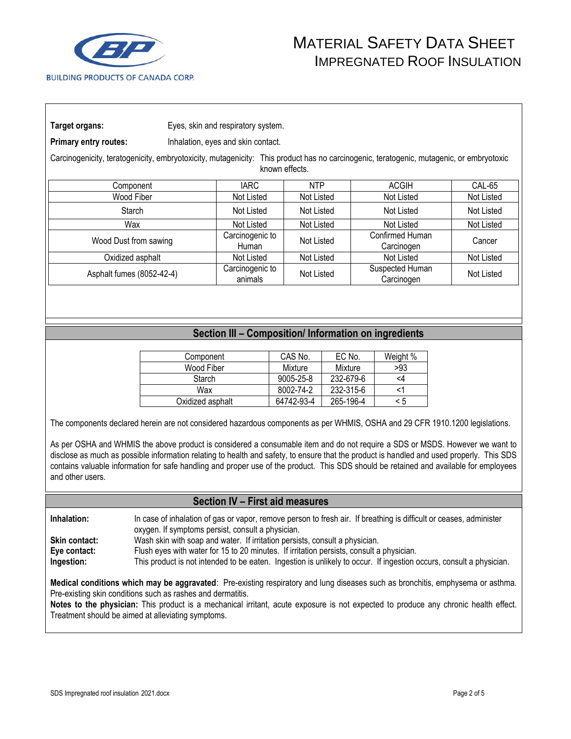**Target organs:** Eyes, skin and respiratory system.

**Primary entry routes:** Inhalation, eyes and skin contact.

Carcinogenicity, teratogenicity, embryotoxicity, mutagenicity: This product has no carcinogenic, teratogenic, mutagenic, or embryotoxic known effects.

| Component | IARC | NTP | ACGIH | CAL-65 |
|---|---|---|---|---|
| Wood Fiber | Not Listed | Not Listed | Not Listed | Not Listed |
| Starch | Not Listed | Not Listed | Not Listed | Not Listed |
| Wax | Not Listed | Not Listed | Not Listed | Not Listed |
| Wood Dust from sawing | Carcinogenic to Human | Not Listed | Confirmed Human Carcinogen | Cancer |
| Oxidized asphalt | Not Listed | Not Listed | Not Listed | Not Listed |
| Asphalt fumes (8052-42-4) | Carcinogenic to animals | Not Listed | Suspected Human Carcinogen | Not Listed |

## Section III – Composition/ Information on ingredients

| Component | CAS No. | EC No. | Weight % |
|---|---|---|---|
| Wood Fiber | Mixture | Mixture | >93 |
| Starch | 9005-25-8 | 232-679-6 | <4 |
| Wax | 8002-74-2 | 232-315-6 | <1 |
| Oxidized asphalt | 64742-93-4 | 265-196-4 | < 5 |

The components declared herein are not considered hazardous components as per WHMIS, OSHA and 29 CFR 1910.1200 legislations.

As per OSHA and WHMIS the above product is considered a consumable item and do not require a SDS or MSDS. However we want to disclose as much as possible information relating to health and safety, to ensure that the product is handled and used properly. This SDS contains valuable information for safe handling and proper use of the product. This SDS should be retained and available for employees and other users.

## Section IV – First aid measures

**Inhalation:** In case of inhalation of gas or vapor, remove person to fresh air. If breathing is difficult or ceases, administer oxygen. If symptoms persist, consult a physician.

**Skin contact:** Wash skin with soap and water. If irritation persists, consult a physician.

**Eye contact:** Flush eyes with water for 15 to 20 minutes. If irritation persists, consult a physician.

**Ingestion:** This product is not intended to be eaten. Ingestion is unlikely to occur. If ingestion occurs, consult a physician.

**Medical conditions which may be aggravated**: Pre-existing respiratory and lung diseases such as bronchitis, emphysema or asthma. Pre-existing skin conditions such as rashes and dermatitis.

**Notes to the physician:** This product is a mechanical irritant, acute exposure is not expected to produce any chronic health effect. Treatment should be aimed at alleviating symptoms.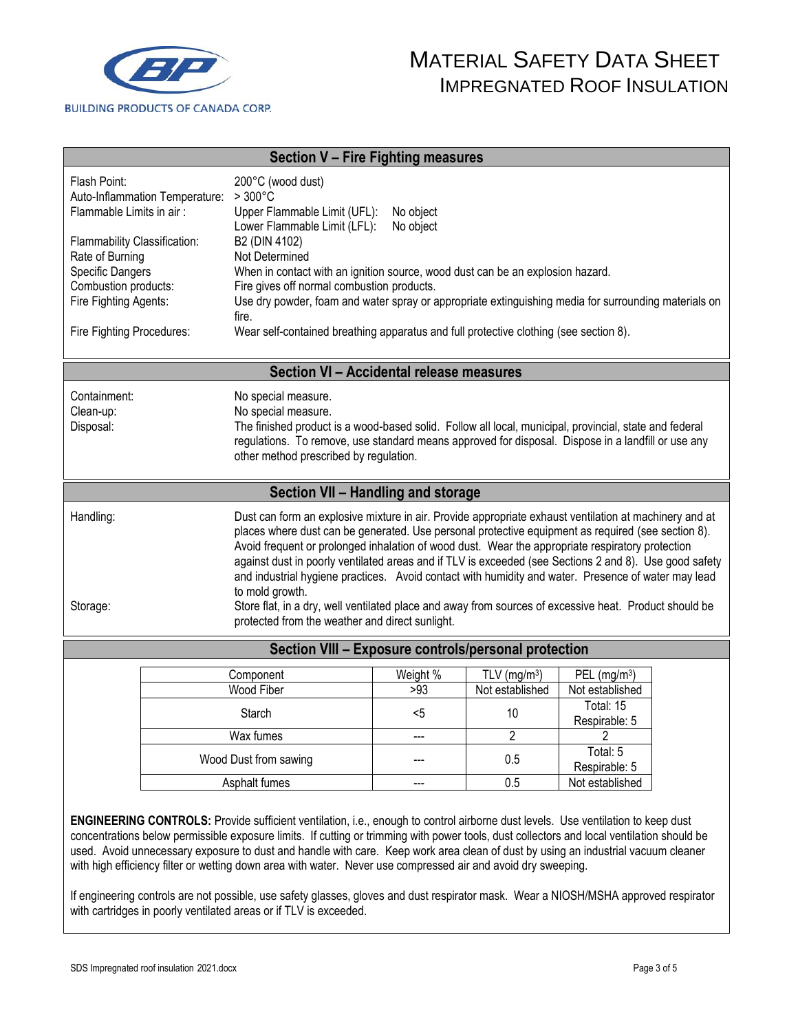## Section V – Fire Fighting measures

| | |
|---|---|
| Flash Point: | 200°C (wood dust) |
| Auto-Inflammation Temperature: | > 300°C |
| Flammable Limits in air : | Upper Flammable Limit (UFL): No object<br>Lower Flammable Limit (LFL): No object |
| Flammability Classification: | B2 (DIN 4102) |
| Rate of Burning | Not Determined |
| Specific Dangers | When in contact with an ignition source, wood dust can be an explosion hazard. |
| Combustion products: | Fire gives off normal combustion products. |
| Fire Fighting Agents: | Use dry powder, foam and water spray or appropriate extinguishing media for surrounding materials on fire. |
| Fire Fighting Procedures: | Wear self-contained breathing apparatus and full protective clothing (see section 8). |

## Section VI – Accidental release measures

| | |
|---|---|
| Containment: | No special measure. |
| Clean-up: | No special measure. |
| Disposal: | The finished product is a wood-based solid. Follow all local, municipal, provincial, state and federal regulations. To remove, use standard means approved for disposal. Dispose in a landfill or use any other method prescribed by regulation. |

## Section VII – Handling and storage

| | |
|---|---|
| Handling: | Dust can form an explosive mixture in air. Provide appropriate exhaust ventilation at machinery and at places where dust can be generated. Use personal protective equipment as required (see section 8). Avoid frequent or prolonged inhalation of wood dust. Wear the appropriate respiratory protection against dust in poorly ventilated areas and if TLV is exceeded (see Sections 2 and 8). Use good safety and industrial hygiene practices. Avoid contact with humidity and water. Presence of water may lead to mold growth. |
| Storage: | Store flat, in a dry, well ventilated place and away from sources of excessive heat. Product should be protected from the weather and direct sunlight. |

## Section VIII – Exposure controls/personal protection

| Component | Weight % | TLV ($mg/m^3$) | PEL ($mg/m^3$) |
|---|---|---|---|
| Wood Fiber | >93 | Not established | Not established |
| Starch | <5 | 10 | Total: 15<br>Respirable: 5 |
| Wax fumes | --- | 2 | 2 |
| Wood Dust from sawing | --- | 0.5 | Total: 5<br>Respirable: 5 |
| Asphalt fumes | --- | 0.5 | Not established |

**ENGINEERING CONTROLS:** Provide sufficient ventilation, i.e., enough to control airborne dust levels. Use ventilation to keep dust concentrations below permissible exposure limits. If cutting or trimming with power tools, dust collectors and local ventilation should be used. Avoid unnecessary exposure to dust and handle with care. Keep work area clean of dust by using an industrial vacuum cleaner with high efficiency filter or wetting down area with water. Never use compressed air and avoid dry sweeping.

If engineering controls are not possible, use safety glasses, gloves and dust respirator mask. Wear a NIOSH/MSHA approved respirator with cartridges in poorly ventilated areas or if TLV is exceeded.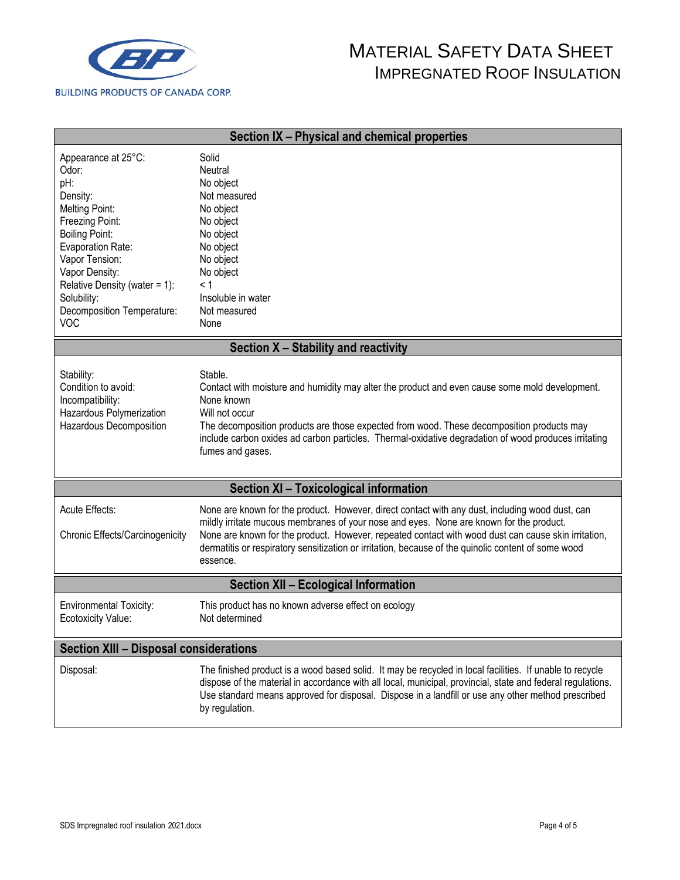## Section IX – Physical and chemical properties

| Property | Value |
|---|---|
| Appearance at 25°C: | Solid |
| Odor: | Neutral |
| pH: | No object |
| Density: | Not measured |
| Melting Point: | No object |
| Freezing Point: | No object |
| Boiling Point: | No object |
| Evaporation Rate: | No object |
| Vapor Tension: | No object |
| Vapor Density: | No object |
| Relative Density (water = 1): | < 1 |
| Solubility: | Insoluble in water |
| Decomposition Temperature: | Not measured |
| VOC | None |

## Section X – Stability and reactivity

| Property | Value |
|---|---|
| Stability: | Stable. |
| Condition to avoid: | Contact with moisture and humidity may alter the product and even cause some mold development. |
| Incompatibility: | None known |
| Hazardous Polymerization | Will not occur |
| Hazardous Decomposition | The decomposition products are those expected from wood. These decomposition products may include carbon oxides ad carbon particles. Thermal-oxidative degradation of wood produces irritating fumes and gases. |

## Section XI – Toxicological information

| Property | Value |
|---|---|
| Acute Effects: | None are known for the product. However, direct contact with any dust, including wood dust, can mildly irritate mucous membranes of your nose and eyes. None are known for the product. |
| Chronic Effects/Carcinogenicity | None are known for the product. However, repeated contact with wood dust can cause skin irritation, dermatitis or respiratory sensitization or irritation, because of the quinolic content of some wood essence. |

## Section XII – Ecological Information

| Property | Value |
|---|---|
| Environmental Toxicity: | This product has no known adverse effect on ecology |
| Ecotoxicity Value: | Not determined |

## Section XIII – Disposal considerations

| Property | Value |
|---|---|
| Disposal: | The finished product is a wood based solid. It may be recycled in local facilities. If unable to recycle dispose of the material in accordance with all local, municipal, provincial, state and federal regulations. Use standard means approved for disposal. Dispose in a landfill or use any other method prescribed by regulation. |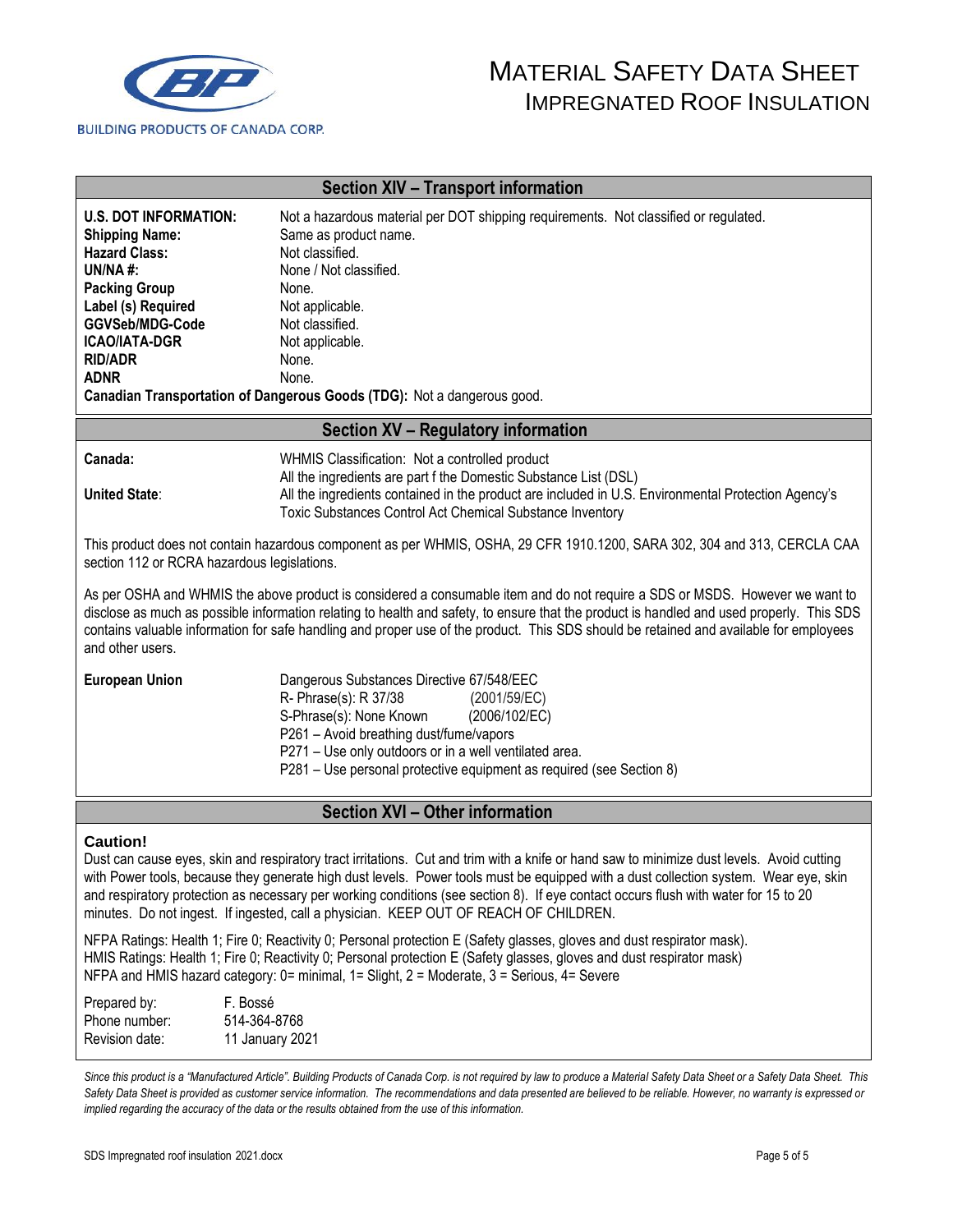## Section XIV – Transport information

| | |
|---|---|
| **U.S. DOT INFORMATION:** | Not a hazardous material per DOT shipping requirements. Not classified or regulated. |
| **Shipping Name:** | Same as product name. |
| **Hazard Class:** | Not classified. |
| **UN/NA #:** | None / Not classified. |
| **Packing Group** | None. |
| **Label (s) Required** | Not applicable. |
| **GGVSeb/MDG-Code** | Not classified. |
| **ICAO/IATA-DGR** | Not applicable. |
| **RID/ADR** | None. |
| **ADNR** | None. |

**Canadian Transportation of Dangerous Goods (TDG):** Not a dangerous good.

## Section XV – Regulatory information

| | |
|---|---|
| **Canada:** | WHMIS Classification: Not a controlled product<br>All the ingredients are part f the Domestic Substance List (DSL) |
| **United State**: | All the ingredients contained in the product are included in U.S. Environmental Protection Agency's Toxic Substances Control Act Chemical Substance Inventory |

This product does not contain hazardous component as per WHMIS, OSHA, 29 CFR 1910.1200, SARA 302, 304 and 313, CERCLA CAA section 112 or RCRA hazardous legislations.

As per OSHA and WHMIS the above product is considered a consumable item and do not require a SDS or MSDS. However we want to disclose as much as possible information relating to health and safety, to ensure that the product is handled and used properly. This SDS contains valuable information for safe handling and proper use of the product. This SDS should be retained and available for employees and other users.

**European Union**

Dangerous Substances Directive 67/548/EEC
R- Phrase(s): R 37/38 (2001/59/EC)
S-Phrase(s): None Known (2006/102/EC)
P261 – Avoid breathing dust/fume/vapors
P271 – Use only outdoors or in a well ventilated area.
P281 – Use personal protective equipment as required (see Section 8)

## Section XVI – Other information

**Caution!**

Dust can cause eyes, skin and respiratory tract irritations. Cut and trim with a knife or hand saw to minimize dust levels. Avoid cutting with Power tools, because they generate high dust levels. Power tools must be equipped with a dust collection system. Wear eye, skin and respiratory protection as necessary per working conditions (see section 8). If eye contact occurs flush with water for 15 to 20 minutes. Do not ingest. If ingested, call a physician. KEEP OUT OF REACH OF CHILDREN.

NFPA Ratings: Health 1; Fire 0; Reactivity 0; Personal protection E (Safety glasses, gloves and dust respirator mask).
HMIS Ratings: Health 1; Fire 0; Reactivity 0; Personal protection E (Safety glasses, gloves and dust respirator mask)
NFPA and HMIS hazard category: 0= minimal, 1= Slight, 2 = Moderate, 3 = Serious, 4= Severe

| | |
|---|---|
| Prepared by: | F. Bossé |
| Phone number: | 514-364-8768 |
| Revision date: | 11 January 2021 |

*Since this product is a "Manufactured Article". Building Products of Canada Corp. is not required by law to produce a Material Safety Data Sheet or a Safety Data Sheet. This Safety Data Sheet is provided as customer service information. The recommendations and data presented are believed to be reliable. However, no warranty is expressed or implied regarding the accuracy of the data or the results obtained from the use of this information.*